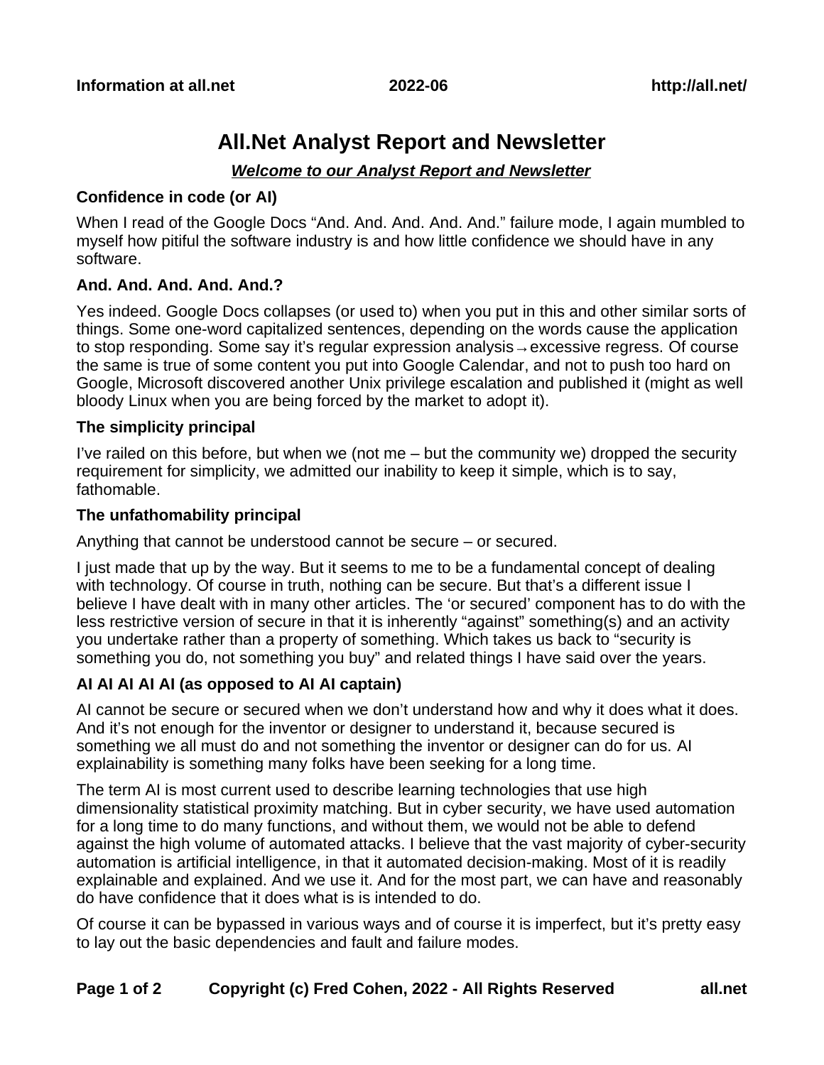# All.Net Analyst Report and Newsletter

***Welcome to our Analyst Report and Newsletter***

### Confidence in code (or AI)

When I read of the Google Docs "And. And. And. And. And." failure mode, I again mumbled to myself how pitiful the software industry is and how little confidence we should have in any software.

### And. And. And. And. And.?

Yes indeed. Google Docs collapses (or used to) when you put in this and other similar sorts of things. Some one-word capitalized sentences, depending on the words cause the application to stop responding. Some say it's regular expression analysis→excessive regress. Of course the same is true of some content you put into Google Calendar, and not to push too hard on Google, Microsoft discovered another Unix privilege escalation and published it (might as well bloody Linux when you are being forced by the market to adopt it).

### The simplicity principal

I've railed on this before, but when we (not me – but the community we) dropped the security requirement for simplicity, we admitted our inability to keep it simple, which is to say, fathomable.

### The unfathomability principal

Anything that cannot be understood cannot be secure – or secured.

I just made that up by the way. But it seems to me to be a fundamental concept of dealing with technology. Of course in truth, nothing can be secure. But that's a different issue I believe I have dealt with in many other articles. The 'or secured' component has to do with the less restrictive version of secure in that it is inherently "against" something(s) and an activity you undertake rather than a property of something. Which takes us back to "security is something you do, not something you buy" and related things I have said over the years.

### AI AI AI AI AI (as opposed to AI AI captain)

AI cannot be secure or secured when we don't understand how and why it does what it does. And it's not enough for the inventor or designer to understand it, because secured is something we all must do and not something the inventor or designer can do for us. AI explainability is something many folks have been seeking for a long time.

The term AI is most current used to describe learning technologies that use high dimensionality statistical proximity matching. But in cyber security, we have used automation for a long time to do many functions, and without them, we would not be able to defend against the high volume of automated attacks. I believe that the vast majority of cyber-security automation is artificial intelligence, in that it automated decision-making. Most of it is readily explainable and explained. And we use it. And for the most part, we can have and reasonably do have confidence that it does what is is intended to do.

Of course it can be bypassed in various ways and of course it is imperfect, but it's pretty easy to lay out the basic dependencies and fault and failure modes.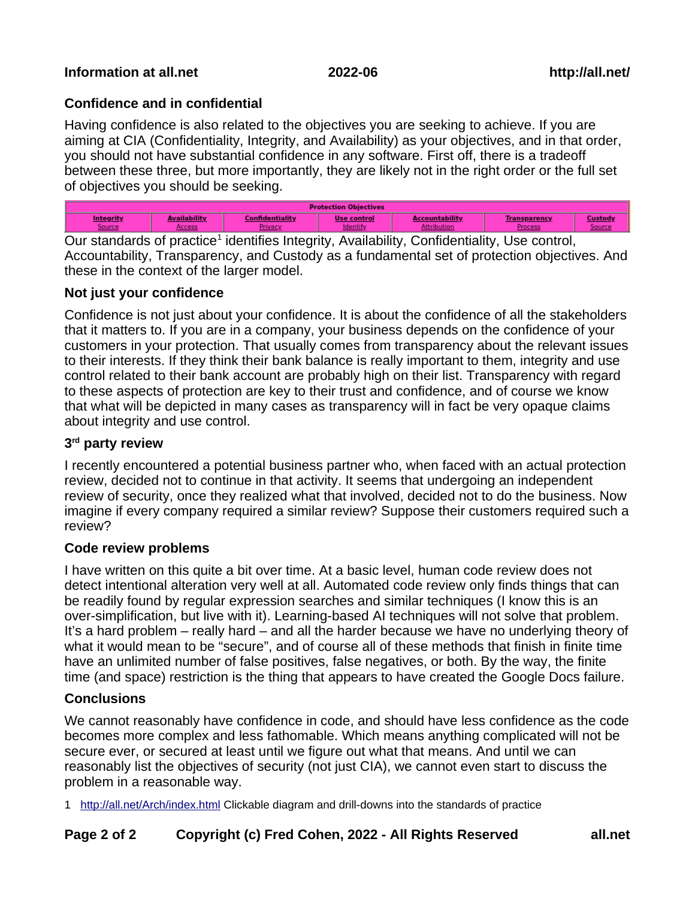### Confidence and in confidential

Having confidence is also related to the objectives you are seeking to achieve. If you are aiming at CIA (Confidentiality, Integrity, and Availability) as your objectives, and in that order, you should not have substantial confidence in any software. First off, there is a tradeoff between these three, but more importantly, they are likely not in the right order or the full set of objectives you should be seeking.

| Protection Objectives | | | | | | |
|---|---|---|---|---|---|---|
| Integrity<br>Source | Availability<br>Access | Confidentiality<br>Privacy | Use control<br>Identify | Accountability<br>Attribution | Transparency<br>Process | Custody<br>Source |

Our standards of practice[1] identifies Integrity, Availability, Confidentiality, Use control, Accountability, Transparency, and Custody as a fundamental set of protection objectives. And these in the context of the larger model.

### Not just your confidence

Confidence is not just about your confidence. It is about the confidence of all the stakeholders that it matters to. If you are in a company, your business depends on the confidence of your customers in your protection. That usually comes from transparency about the relevant issues to their interests. If they think their bank balance is really important to them, integrity and use control related to their bank account are probably high on their list. Transparency with regard to these aspects of protection are key to their trust and confidence, and of course we know that what will be depicted in many cases as transparency will in fact be very opaque claims about integrity and use control.

### 3rd party review

I recently encountered a potential business partner who, when faced with an actual protection review, decided not to continue in that activity. It seems that undergoing an independent review of security, once they realized what that involved, decided not to do the business. Now imagine if every company required a similar review? Suppose their customers required such a review?

### Code review problems

I have written on this quite a bit over time. At a basic level, human code review does not detect intentional alteration very well at all. Automated code review only finds things that can be readily found by regular expression searches and similar techniques (I know this is an over-simplification, but live with it). Learning-based AI techniques will not solve that problem. It's a hard problem – really hard – and all the harder because we have no underlying theory of what it would mean to be "secure", and of course all of these methods that finish in finite time have an unlimited number of false positives, false negatives, or both. By the way, the finite time (and space) restriction is the thing that appears to have created the Google Docs failure.

### Conclusions

We cannot reasonably have confidence in code, and should have less confidence as the code becomes more complex and less fathomable. Which means anything complicated will not be secure ever, or secured at least until we figure out what that means. And until we can reasonably list the objectives of security (not just CIA), we cannot even start to discuss the problem in a reasonable way.

1 http://all.net/Arch/index.html Clickable diagram and drill-downs into the standards of practice